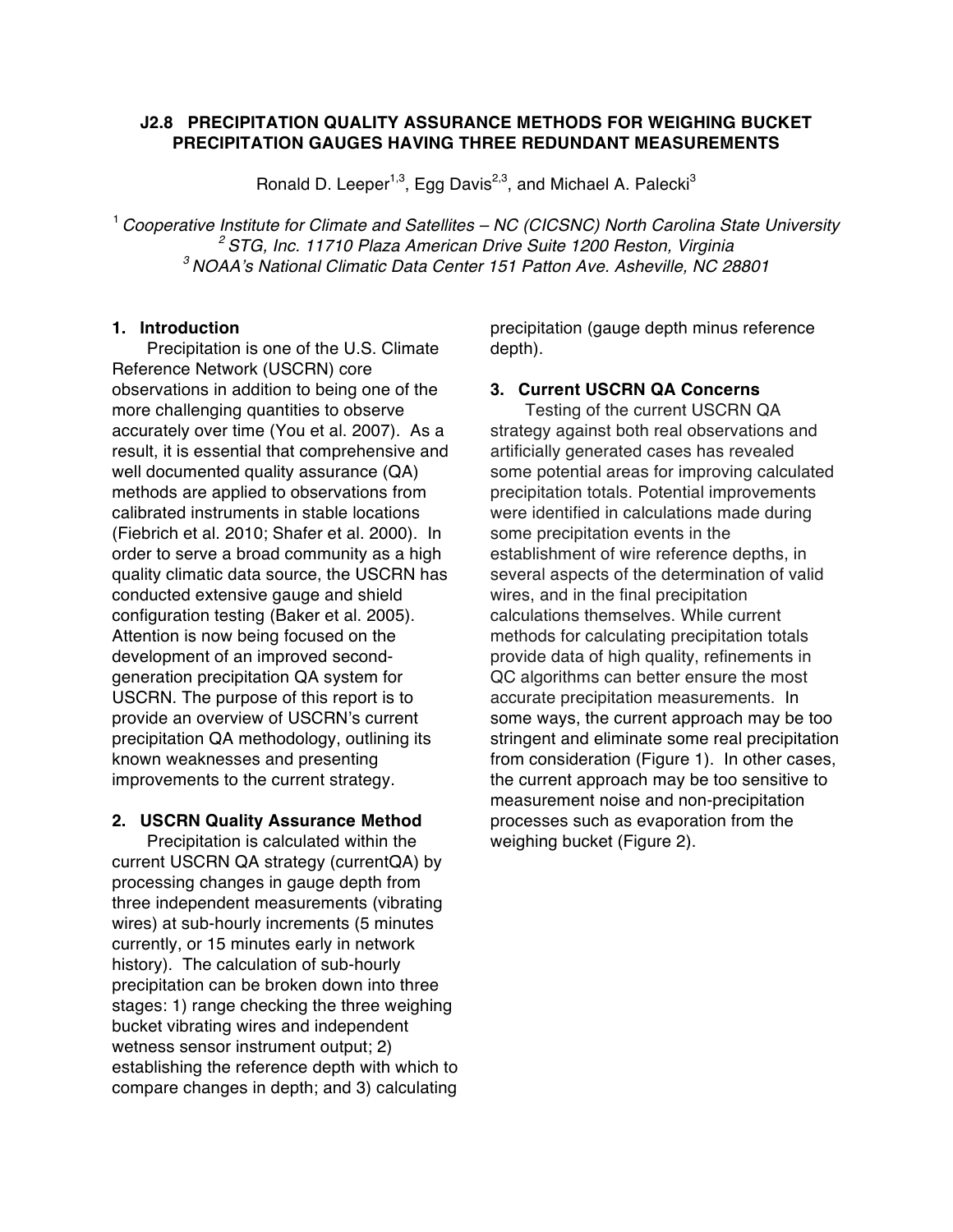# J2.8 PRECIPITATION QUALITY ASSURANCE METHODS FOR WEIGHING BUCKET PRECIPITATION GAUGES HAVING THREE REDUNDANT MEASUREMENTS

Ronald D. Leeper[1,3], Egg Davis[2,3], and Michael A. Palecki[3]

[1] *Cooperative Institute for Climate and Satellites – NC (CICSNC) North Carolina State University*
[2] *STG, Inc. 11710 Plaza American Drive Suite 1200 Reston, Virginia*
[3] *NOAA's National Climatic Data Center 151 Patton Ave. Asheville, NC 28801*

## 1. Introduction

Precipitation is one of the U.S. Climate Reference Network (USCRN) core observations in addition to being one of the more challenging quantities to observe accurately over time (You et al. 2007). As a result, it is essential that comprehensive and well documented quality assurance (QA) methods are applied to observations from calibrated instruments in stable locations (Fiebrich et al. 2010; Shafer et al. 2000). In order to serve a broad community as a high quality climatic data source, the USCRN has conducted extensive gauge and shield configuration testing (Baker et al. 2005). Attention is now being focused on the development of an improved second-generation precipitation QA system for USCRN. The purpose of this report is to provide an overview of USCRN's current precipitation QA methodology, outlining its known weaknesses and presenting improvements to the current strategy.

## 2. USCRN Quality Assurance Method

Precipitation is calculated within the current USCRN QA strategy (currentQA) by processing changes in gauge depth from three independent measurements (vibrating wires) at sub-hourly increments (5 minutes currently, or 15 minutes early in network history). The calculation of sub-hourly precipitation can be broken down into three stages: 1) range checking the three weighing bucket vibrating wires and independent wetness sensor instrument output; 2) establishing the reference depth with which to compare changes in depth; and 3) calculating precipitation (gauge depth minus reference depth).

## 3. Current USCRN QA Concerns

Testing of the current USCRN QA strategy against both real observations and artificially generated cases has revealed some potential areas for improving calculated precipitation totals. Potential improvements were identified in calculations made during some precipitation events in the establishment of wire reference depths, in several aspects of the determination of valid wires, and in the final precipitation calculations themselves. While current methods for calculating precipitation totals provide data of high quality, refinements in QC algorithms can better ensure the most accurate precipitation measurements. In some ways, the current approach may be too stringent and eliminate some real precipitation from consideration (Figure 1). In other cases, the current approach may be too sensitive to measurement noise and non-precipitation processes such as evaporation from the weighing bucket (Figure 2).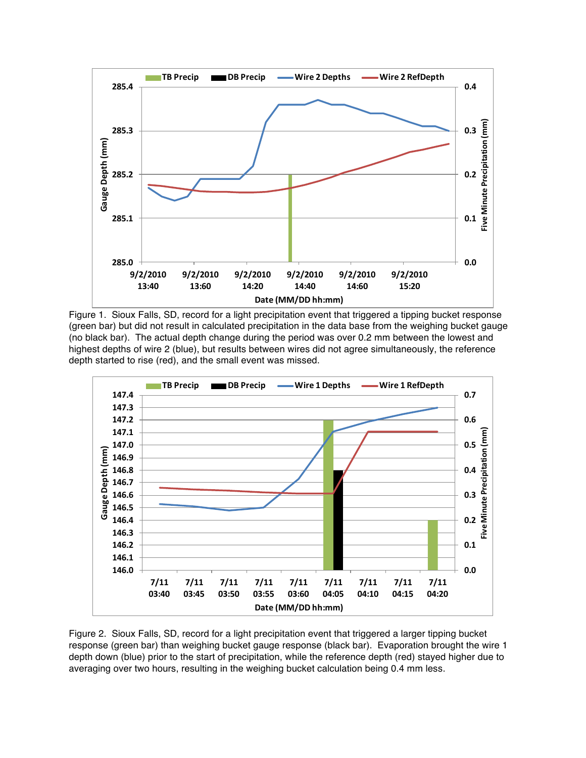Figure 1. Sioux Falls, SD, record for a light precipitation event that triggered a tipping bucket response (green bar) but did not result in calculated precipitation in the data base from the weighing bucket gauge (no black bar). The actual depth change during the period was over 0.2 mm between the lowest and highest depths of wire 2 (blue), but results between wires did not agree simultaneously, the reference depth started to rise (red), and the small event was missed.

Figure 2. Sioux Falls, SD, record for a light precipitation event that triggered a larger tipping bucket response (green bar) than weighing bucket gauge response (black bar). Evaporation brought the wire 1 depth down (blue) prior to the start of precipitation, while the reference depth (red) stayed higher due to averaging over two hours, resulting in the weighing bucket calculation being 0.4 mm less.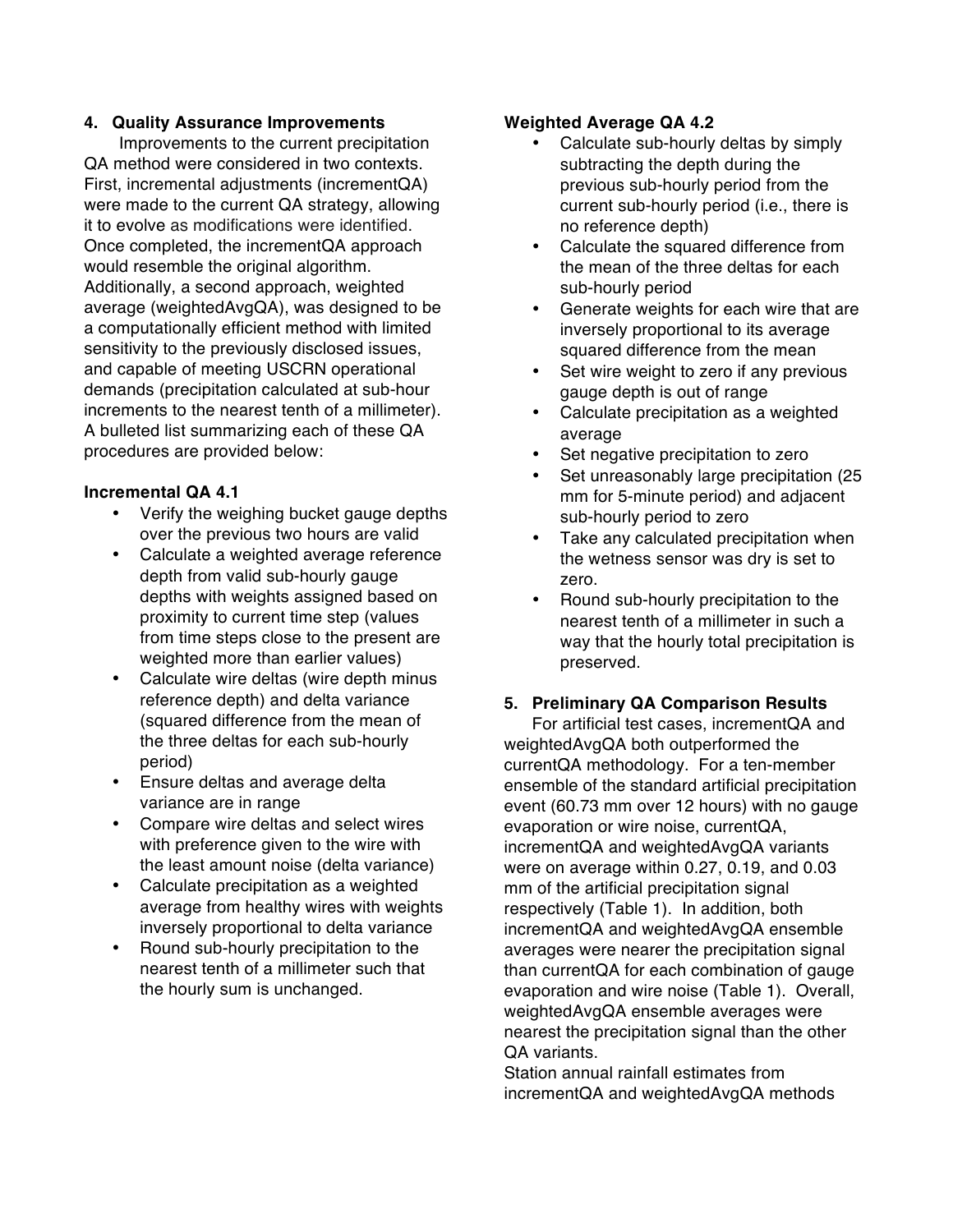## 4. Quality Assurance Improvements

Improvements to the current precipitation QA method were considered in two contexts. First, incremental adjustments (incrementQA) were made to the current QA strategy, allowing it to evolve as modifications were identified. Once completed, the incrementQA approach would resemble the original algorithm. Additionally, a second approach, weighted average (weightedAvgQA), was designed to be a computationally efficient method with limited sensitivity to the previously disclosed issues, and capable of meeting USCRN operational demands (precipitation calculated at sub-hour increments to the nearest tenth of a millimeter). A bulleted list summarizing each of these QA procedures are provided below:

### Incremental QA 4.1

- Verify the weighing bucket gauge depths over the previous two hours are valid
- Calculate a weighted average reference depth from valid sub-hourly gauge depths with weights assigned based on proximity to current time step (values from time steps close to the present are weighted more than earlier values)
- Calculate wire deltas (wire depth minus reference depth) and delta variance (squared difference from the mean of the three deltas for each sub-hourly period)
- Ensure deltas and average delta variance are in range
- Compare wire deltas and select wires with preference given to the wire with the least amount noise (delta variance)
- Calculate precipitation as a weighted average from healthy wires with weights inversely proportional to delta variance
- Round sub-hourly precipitation to the nearest tenth of a millimeter such that the hourly sum is unchanged.

### Weighted Average QA 4.2

- Calculate sub-hourly deltas by simply subtracting the depth during the previous sub-hourly period from the current sub-hourly period (i.e., there is no reference depth)
- Calculate the squared difference from the mean of the three deltas for each sub-hourly period
- Generate weights for each wire that are inversely proportional to its average squared difference from the mean
- Set wire weight to zero if any previous gauge depth is out of range
- Calculate precipitation as a weighted average
- Set negative precipitation to zero
- Set unreasonably large precipitation (25 mm for 5-minute period) and adjacent sub-hourly period to zero
- Take any calculated precipitation when the wetness sensor was dry is set to zero.
- Round sub-hourly precipitation to the nearest tenth of a millimeter in such a way that the hourly total precipitation is preserved.

## 5. Preliminary QA Comparison Results

For artificial test cases, incrementQA and weightedAvgQA both outperformed the currentQA methodology. For a ten-member ensemble of the standard artificial precipitation event (60.73 mm over 12 hours) with no gauge evaporation or wire noise, currentQA, incrementQA and weightedAvgQA variants were on average within 0.27, 0.19, and 0.03 mm of the artificial precipitation signal respectively (Table 1). In addition, both incrementQA and weightedAvgQA ensemble averages were nearer the precipitation signal than currentQA for each combination of gauge evaporation and wire noise (Table 1). Overall, weightedAvgQA ensemble averages were nearest the precipitation signal than the other QA variants.

Station annual rainfall estimates from incrementQA and weightedAvgQA methods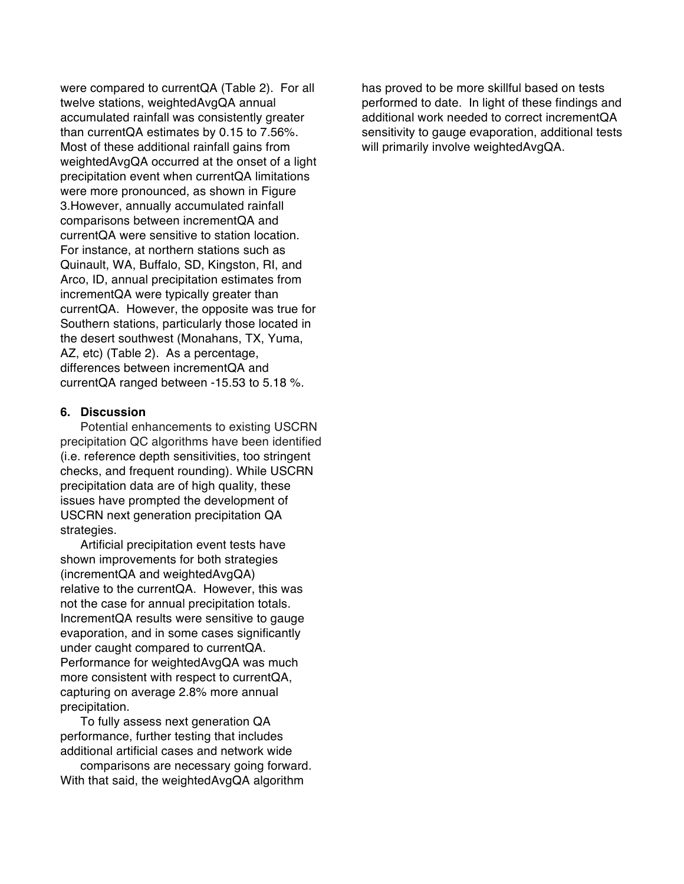were compared to currentQA (Table 2). For all twelve stations, weightedAvgQA annual accumulated rainfall was consistently greater than currentQA estimates by 0.15 to 7.56%. Most of these additional rainfall gains from weightedAvgQA occurred at the onset of a light precipitation event when currentQA limitations were more pronounced, as shown in Figure 3.However, annually accumulated rainfall comparisons between incrementQA and currentQA were sensitive to station location. For instance, at northern stations such as Quinault, WA, Buffalo, SD, Kingston, RI, and Arco, ID, annual precipitation estimates from incrementQA were typically greater than currentQA. However, the opposite was true for Southern stations, particularly those located in the desert southwest (Monahans, TX, Yuma, AZ, etc) (Table 2). As a percentage, differences between incrementQA and currentQA ranged between -15.53 to 5.18 %.

## 6. Discussion

Potential enhancements to existing USCRN precipitation QC algorithms have been identified (i.e. reference depth sensitivities, too stringent checks, and frequent rounding). While USCRN precipitation data are of high quality, these issues have prompted the development of USCRN next generation precipitation QA strategies.

Artificial precipitation event tests have shown improvements for both strategies (incrementQA and weightedAvgQA) relative to the currentQA. However, this was not the case for annual precipitation totals. IncrementQA results were sensitive to gauge evaporation, and in some cases significantly under caught compared to currentQA. Performance for weightedAvgQA was much more consistent with respect to currentQA, capturing on average 2.8% more annual precipitation.

To fully assess next generation QA performance, further testing that includes additional artificial cases and network wide comparisons are necessary going forward. With that said, the weightedAvgQA algorithm has proved to be more skillful based on tests performed to date. In light of these findings and additional work needed to correct incrementQA sensitivity to gauge evaporation, additional tests will primarily involve weightedAvgQA.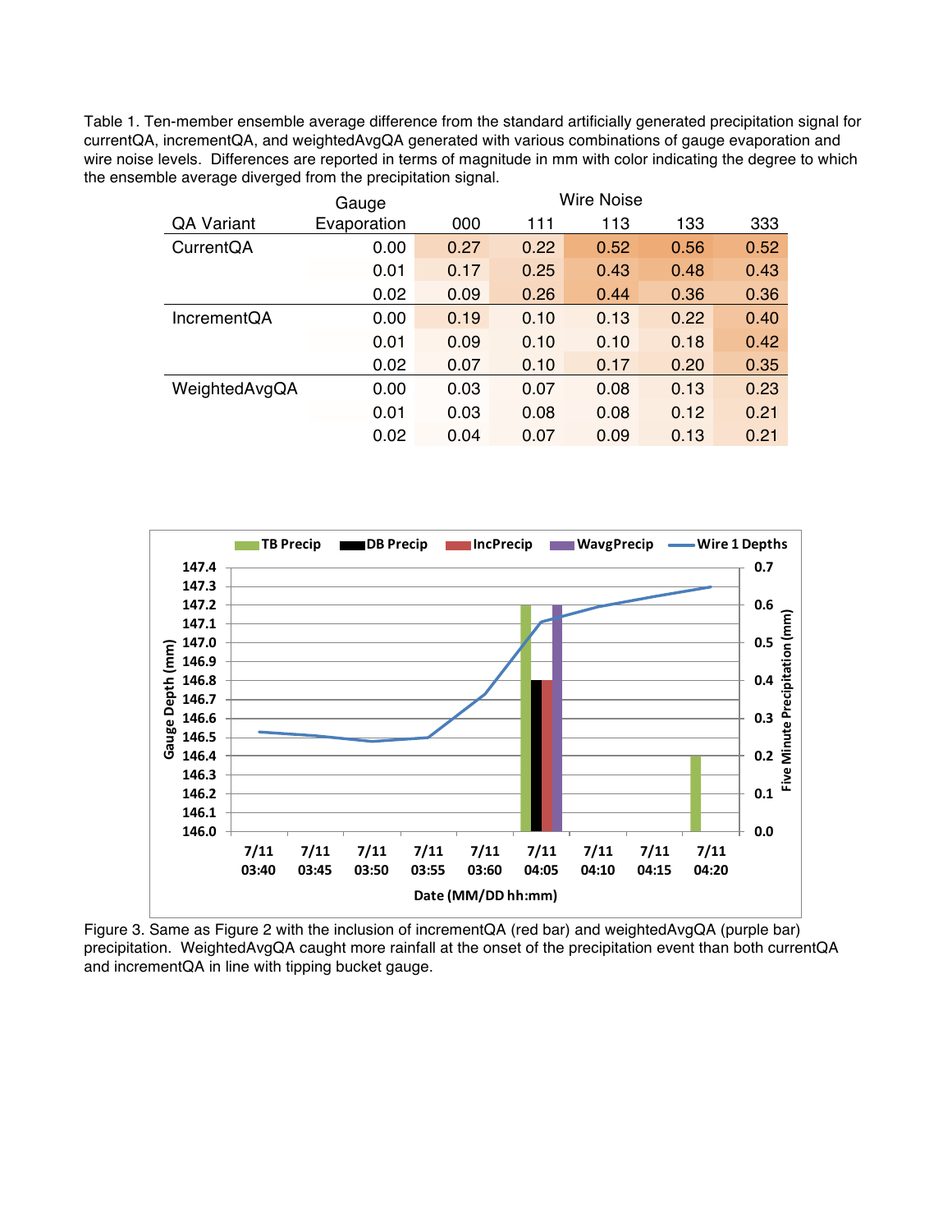Table 1. Ten-member ensemble average difference from the standard artificially generated precipitation signal for currentQA, incrementQA, and weightedAvgQA generated with various combinations of gauge evaporation and wire noise levels. Differences are reported in terms of magnitude in mm with color indicating the degree to which the ensemble average diverged from the precipitation signal.

| QA Variant | Gauge Evaporation | Wire Noise 000 | 111 | 113 | 133 | 333 |
|---|---|---|---|---|---|---|
| CurrentQA | 0.00 | 0.27 | 0.22 | 0.52 | 0.56 | 0.52 |
| | 0.01 | 0.17 | 0.25 | 0.43 | 0.48 | 0.43 |
| | 0.02 | 0.09 | 0.26 | 0.44 | 0.36 | 0.36 |
| IncrementQA | 0.00 | 0.19 | 0.10 | 0.13 | 0.22 | 0.40 |
| | 0.01 | 0.09 | 0.10 | 0.10 | 0.18 | 0.42 |
| | 0.02 | 0.07 | 0.10 | 0.17 | 0.20 | 0.35 |
| WeightedAvgQA | 0.00 | 0.03 | 0.07 | 0.08 | 0.13 | 0.23 |
| | 0.01 | 0.03 | 0.08 | 0.08 | 0.12 | 0.21 |
| | 0.02 | 0.04 | 0.07 | 0.09 | 0.13 | 0.21 |

Figure 3. Same as Figure 2 with the inclusion of incrementQA (red bar) and weightedAvgQA (purple bar) precipitation. WeightedAvgQA caught more rainfall at the onset of the precipitation event than both currentQA and incrementQA in line with tipping bucket gauge.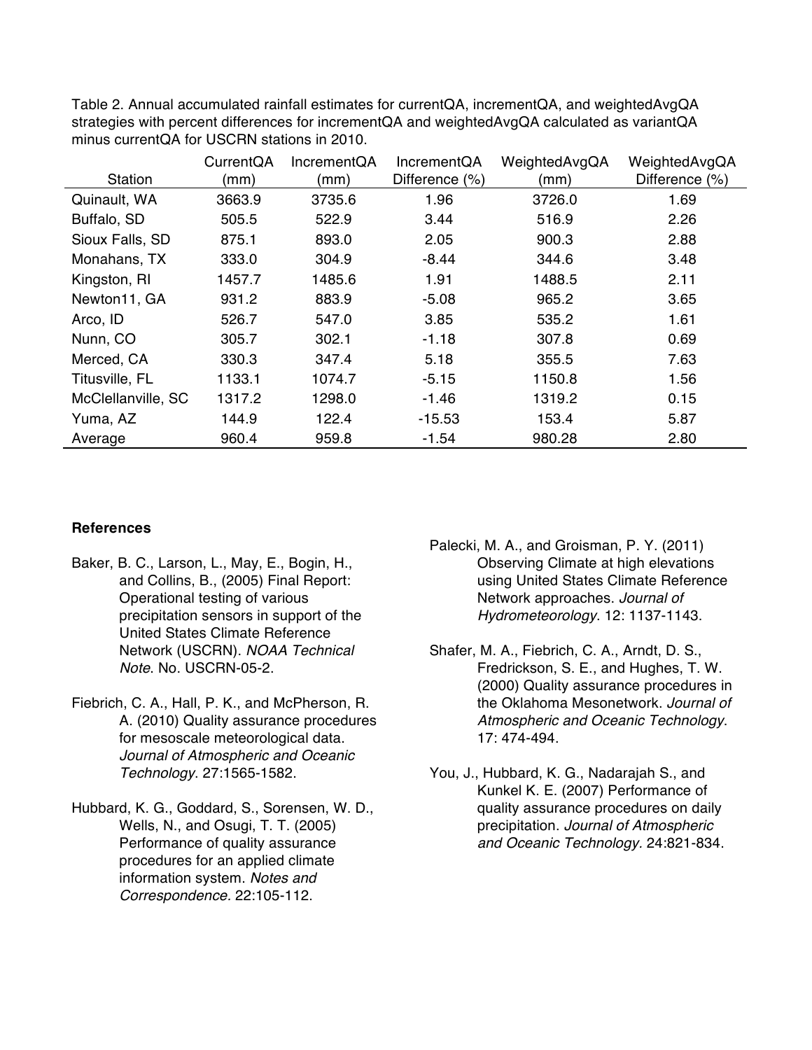Table 2. Annual accumulated rainfall estimates for currentQA, incrementQA, and weightedAvgQA strategies with percent differences for incrementQA and weightedAvgQA calculated as variantQA minus currentQA for USCRN stations in 2010.

| Station | CurrentQA (mm) | IncrementQA (mm) | IncrementQA Difference (%) | WeightedAvgQA (mm) | WeightedAvgQA Difference (%) |
|---|---|---|---|---|---|
| Quinault, WA | 3663.9 | 3735.6 | 1.96 | 3726.0 | 1.69 |
| Buffalo, SD | 505.5 | 522.9 | 3.44 | 516.9 | 2.26 |
| Sioux Falls, SD | 875.1 | 893.0 | 2.05 | 900.3 | 2.88 |
| Monahans, TX | 333.0 | 304.9 | -8.44 | 344.6 | 3.48 |
| Kingston, RI | 1457.7 | 1485.6 | 1.91 | 1488.5 | 2.11 |
| Newton11, GA | 931.2 | 883.9 | -5.08 | 965.2 | 3.65 |
| Arco, ID | 526.7 | 547.0 | 3.85 | 535.2 | 1.61 |
| Nunn, CO | 305.7 | 302.1 | -1.18 | 307.8 | 0.69 |
| Merced, CA | 330.3 | 347.4 | 5.18 | 355.5 | 7.63 |
| Titusville, FL | 1133.1 | 1074.7 | -5.15 | 1150.8 | 1.56 |
| McClellanville, SC | 1317.2 | 1298.0 | -1.46 | 1319.2 | 0.15 |
| Yuma, AZ | 144.9 | 122.4 | -15.53 | 153.4 | 5.87 |
| Average | 960.4 | 959.8 | -1.54 | 980.28 | 2.80 |

**References**

Baker, B. C., Larson, L., May, E., Bogin, H., and Collins, B., (2005) Final Report: Operational testing of various precipitation sensors in support of the United States Climate Reference Network (USCRN). *NOAA Technical Note*. No. USCRN-05-2.

Fiebrich, C. A., Hall, P. K., and McPherson, R. A. (2010) Quality assurance procedures for mesoscale meteorological data. *Journal of Atmospheric and Oceanic Technology*. 27:1565-1582.

Hubbard, K. G., Goddard, S., Sorensen, W. D., Wells, N., and Osugi, T. T. (2005) Performance of quality assurance procedures for an applied climate information system. *Notes and Correspondence.* 22:105-112.

Palecki, M. A., and Groisman, P. Y. (2011) Observing Climate at high elevations using United States Climate Reference Network approaches. *Journal of Hydrometeorology*. 12: 1137-1143.

Shafer, M. A., Fiebrich, C. A., Arndt, D. S., Fredrickson, S. E., and Hughes, T. W. (2000) Quality assurance procedures in the Oklahoma Mesonetwork. *Journal of Atmospheric and Oceanic Technology*. 17: 474-494.

You, J., Hubbard, K. G., Nadarajah S., and Kunkel K. E. (2007) Performance of quality assurance procedures on daily precipitation. *Journal of Atmospheric and Oceanic Technology.* 24:821-834.